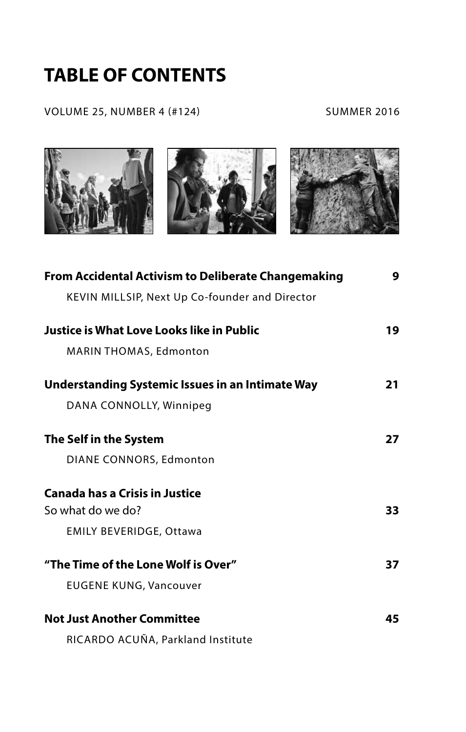# TABLE OF CONTENTS

VOLUME 25, NUMBER 4 (#124) SUMMER 2016

**From Accidental Activism to Deliberate Changemaking** **9**

KEVIN MILLSIP, Next Up Co-founder and Director

**Justice is What Love Looks like in Public** **19**

MARIN THOMAS, Edmonton

**Understanding Systemic Issues in an Intimate Way** **21**

DANA CONNOLLY, Winnipeg

**The Self in the System** **27**

DIANE CONNORS, Edmonton

**Canada has a Crisis in Justice**
So what do we do? **33**

EMILY BEVERIDGE, Ottawa

**"The Time of the Lone Wolf is Over"** **37**

EUGENE KUNG, Vancouver

**Not Just Another Committee** **45**

RICARDO ACUÑA, Parkland Institute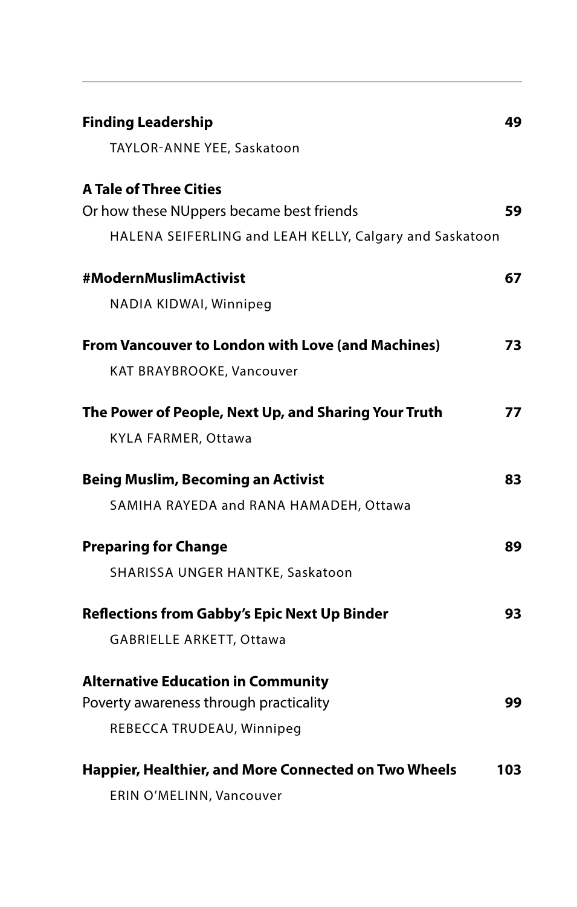**Finding Leadership** **49**

TAYLOR-ANNE YEE, Saskatoon

**A Tale of Three Cities**
Or how these NUppers became best friends **59**

HALENA SEIFERLING and LEAH KELLY, Calgary and Saskatoon

**#ModernMuslimActivist** **67**

NADIA KIDWAI, Winnipeg

**From Vancouver to London with Love (and Machines)** **73**

KAT BRAYBROOKE, Vancouver

**The Power of People, Next Up, and Sharing Your Truth** **77**

KYLA FARMER, Ottawa

**Being Muslim, Becoming an Activist** **83**

SAMIHA RAYEDA and RANA HAMADEH, Ottawa

**Preparing for Change** **89**

SHARISSA UNGER HANTKE, Saskatoon

**Reflections from Gabby's Epic Next Up Binder** **93**

GABRIELLE ARKETT, Ottawa

**Alternative Education in Community**
Poverty awareness through practicality **99**

REBECCA TRUDEAU, Winnipeg

**Happier, Healthier, and More Connected on Two Wheels** **103**

ERIN O'MELINN, Vancouver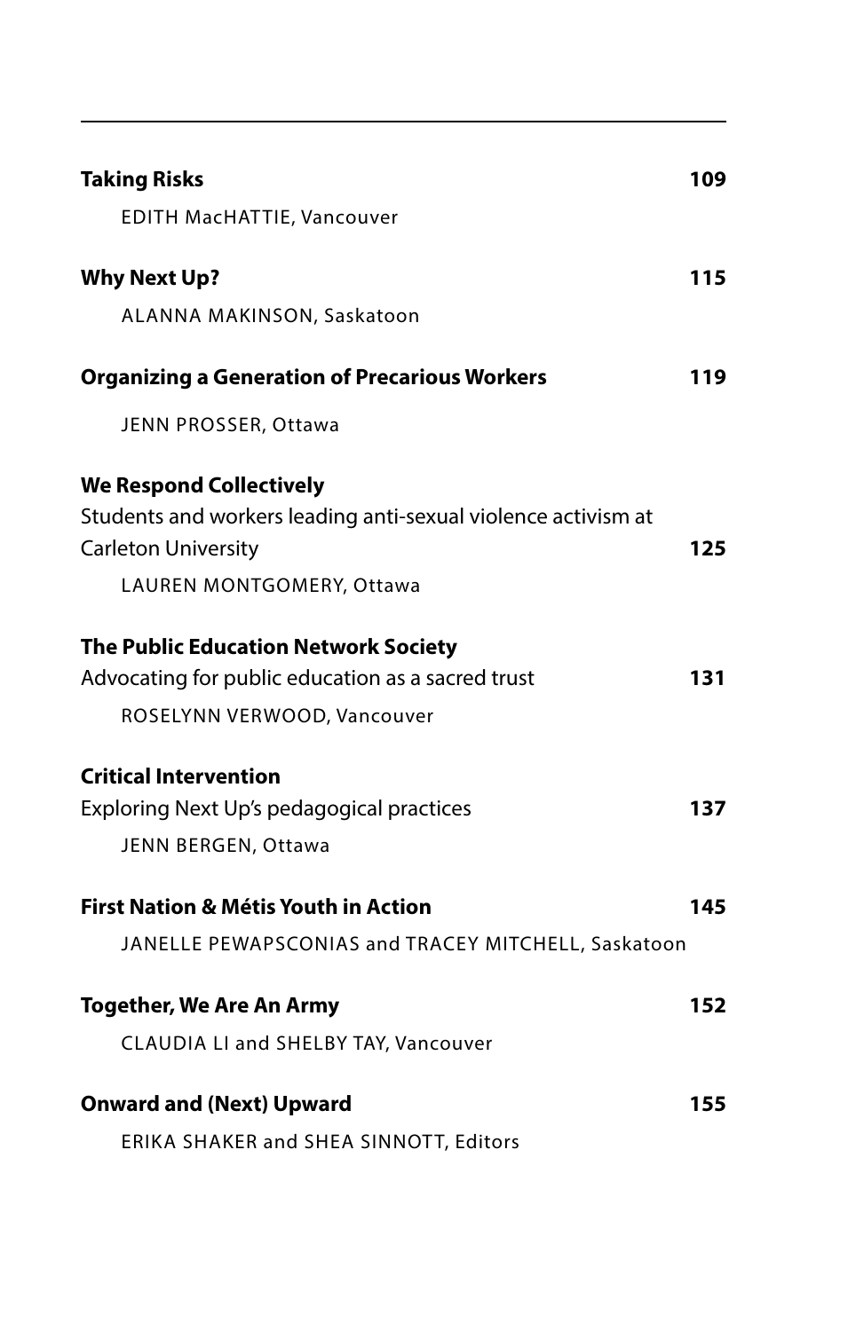**Taking Risks** 109

EDITH MacHATTIE, Vancouver

**Why Next Up?** 115

ALANNA MAKINSON, Saskatoon

**Organizing a Generation of Precarious Workers** 119

JENN PROSSER, Ottawa

**We Respond Collectively**
Students and workers leading anti-sexual violence activism at Carleton University 125

LAUREN MONTGOMERY, Ottawa

**The Public Education Network Society**
Advocating for public education as a sacred trust 131

ROSELYNN VERWOOD, Vancouver

**Critical Intervention**
Exploring Next Up's pedagogical practices 137

JENN BERGEN, Ottawa

**First Nation & Métis Youth in Action** 145

JANELLE PEWAPSCONIAS and TRACEY MITCHELL, Saskatoon

**Together, We Are An Army** 152

CLAUDIA LI and SHELBY TAY, Vancouver

**Onward and (Next) Upward** 155

ERIKA SHAKER and SHEA SINNOTT, Editors